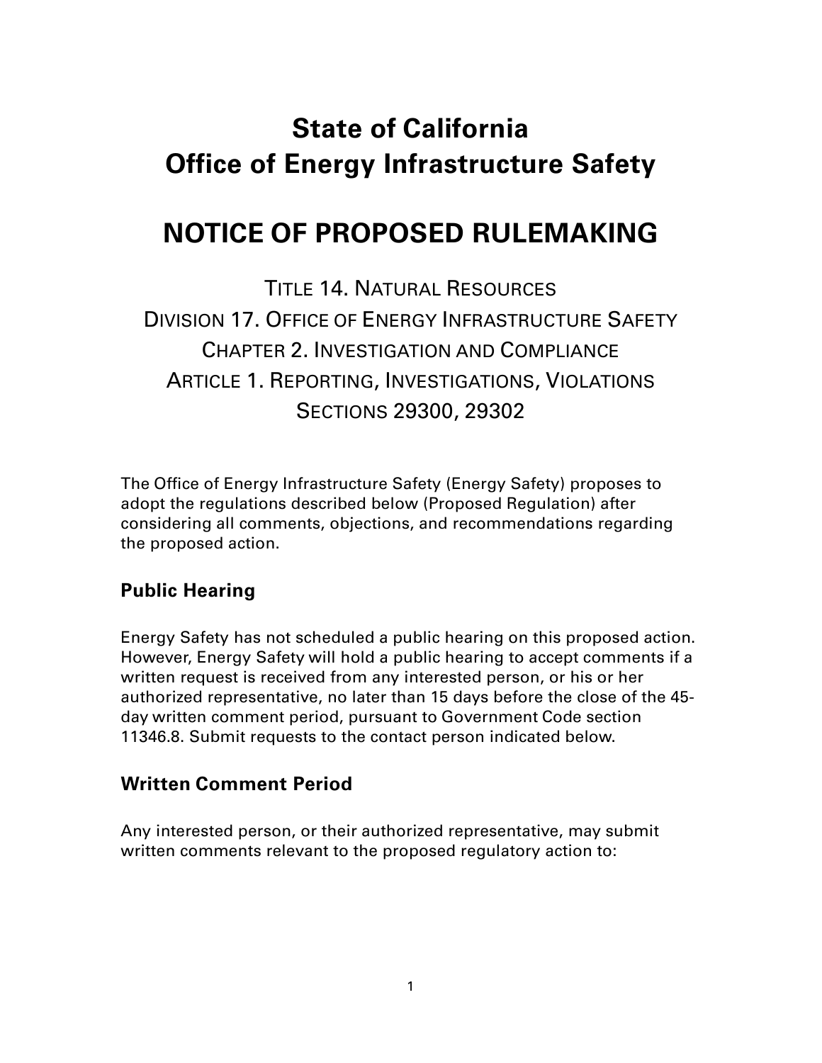# State of California
# Office of Energy Infrastructure Safety

# NOTICE OF PROPOSED RULEMAKING

TITLE 14. NATURAL RESOURCES
DIVISION 17. OFFICE OF ENERGY INFRASTRUCTURE SAFETY
CHAPTER 2. INVESTIGATION AND COMPLIANCE
ARTICLE 1. REPORTING, INVESTIGATIONS, VIOLATIONS
SECTIONS 29300, 29302

The Office of Energy Infrastructure Safety (Energy Safety) proposes to adopt the regulations described below (Proposed Regulation) after considering all comments, objections, and recommendations regarding the proposed action.

## Public Hearing

Energy Safety has not scheduled a public hearing on this proposed action. However, Energy Safety will hold a public hearing to accept comments if a written request is received from any interested person, or his or her authorized representative, no later than 15 days before the close of the 45-day written comment period, pursuant to Government Code section 11346.8. Submit requests to the contact person indicated below.

## Written Comment Period

Any interested person, or their authorized representative, may submit written comments relevant to the proposed regulatory action to: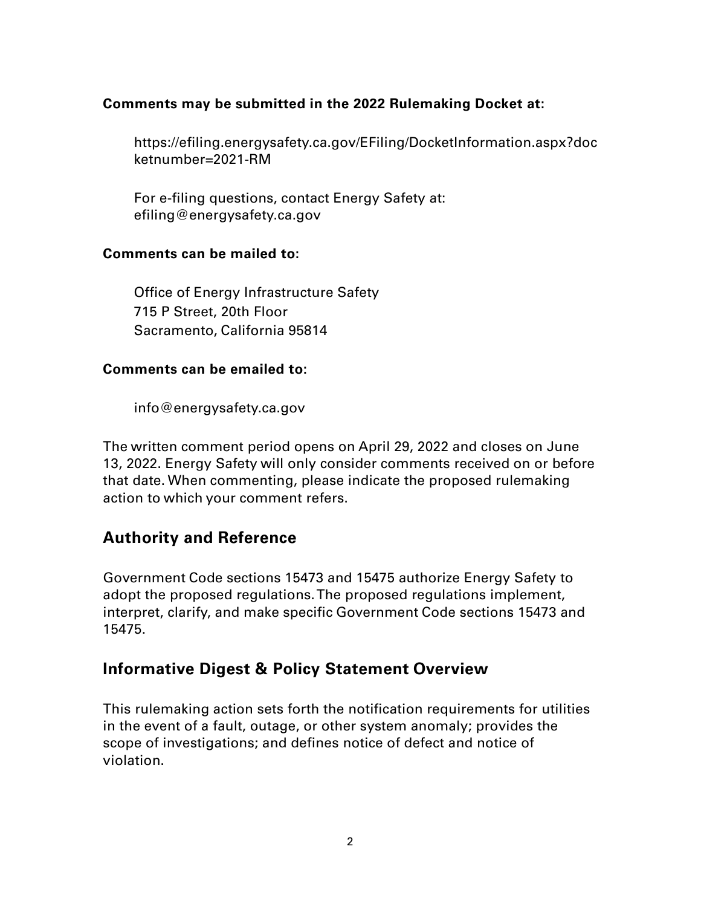**Comments may be submitted in the 2022 Rulemaking Docket at:**

https://efiling.energysafety.ca.gov/EFiling/DocketInformation.aspx?docketnumber=2021-RM

For e-filing questions, contact Energy Safety at: efiling@energysafety.ca.gov

**Comments can be mailed to:**

Office of Energy Infrastructure Safety
715 P Street, 20th Floor
Sacramento, California 95814

**Comments can be emailed to:**

info@energysafety.ca.gov

The written comment period opens on April 29, 2022 and closes on June 13, 2022. Energy Safety will only consider comments received on or before that date. When commenting, please indicate the proposed rulemaking action to which your comment refers.

## Authority and Reference

Government Code sections 15473 and 15475 authorize Energy Safety to adopt the proposed regulations. The proposed regulations implement, interpret, clarify, and make specific Government Code sections 15473 and 15475.

## Informative Digest & Policy Statement Overview

This rulemaking action sets forth the notification requirements for utilities in the event of a fault, outage, or other system anomaly; provides the scope of investigations; and defines notice of defect and notice of violation.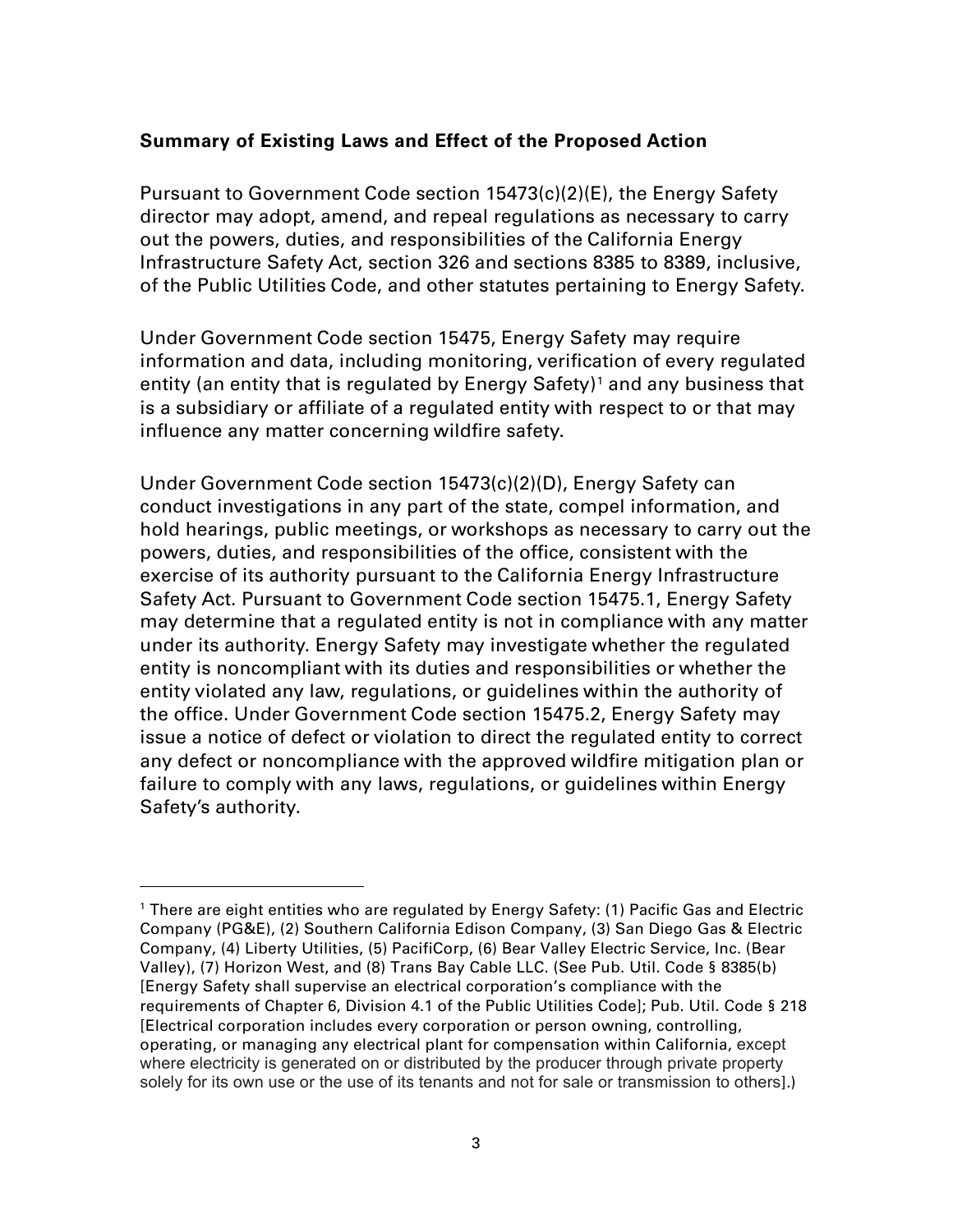**Summary of Existing Laws and Effect of the Proposed Action**

Pursuant to Government Code section 15473(c)(2)(E), the Energy Safety director may adopt, amend, and repeal regulations as necessary to carry out the powers, duties, and responsibilities of the California Energy Infrastructure Safety Act, section 326 and sections 8385 to 8389, inclusive, of the Public Utilities Code, and other statutes pertaining to Energy Safety.

Under Government Code section 15475, Energy Safety may require information and data, including monitoring, verification of every regulated entity (an entity that is regulated by Energy Safety)[1] and any business that is a subsidiary or affiliate of a regulated entity with respect to or that may influence any matter concerning wildfire safety.

Under Government Code section 15473(c)(2)(D), Energy Safety can conduct investigations in any part of the state, compel information, and hold hearings, public meetings, or workshops as necessary to carry out the powers, duties, and responsibilities of the office, consistent with the exercise of its authority pursuant to the California Energy Infrastructure Safety Act. Pursuant to Government Code section 15475.1, Energy Safety may determine that a regulated entity is not in compliance with any matter under its authority. Energy Safety may investigate whether the regulated entity is noncompliant with its duties and responsibilities or whether the entity violated any law, regulations, or guidelines within the authority of the office. Under Government Code section 15475.2, Energy Safety may issue a notice of defect or violation to direct the regulated entity to correct any defect or noncompliance with the approved wildfire mitigation plan or failure to comply with any laws, regulations, or guidelines within Energy Safety's authority.

---

[1] There are eight entities who are regulated by Energy Safety: (1) Pacific Gas and Electric Company (PG&E), (2) Southern California Edison Company, (3) San Diego Gas & Electric Company, (4) Liberty Utilities, (5) PacifiCorp, (6) Bear Valley Electric Service, Inc. (Bear Valley), (7) Horizon West, and (8) Trans Bay Cable LLC. (See Pub. Util. Code § 8385(b) [Energy Safety shall supervise an electrical corporation's compliance with the requirements of Chapter 6, Division 4.1 of the Public Utilities Code]; Pub. Util. Code § 218 [Electrical corporation includes every corporation or person owning, controlling, operating, or managing any electrical plant for compensation within California, except where electricity is generated on or distributed by the producer through private property solely for its own use or the use of its tenants and not for sale or transmission to others].)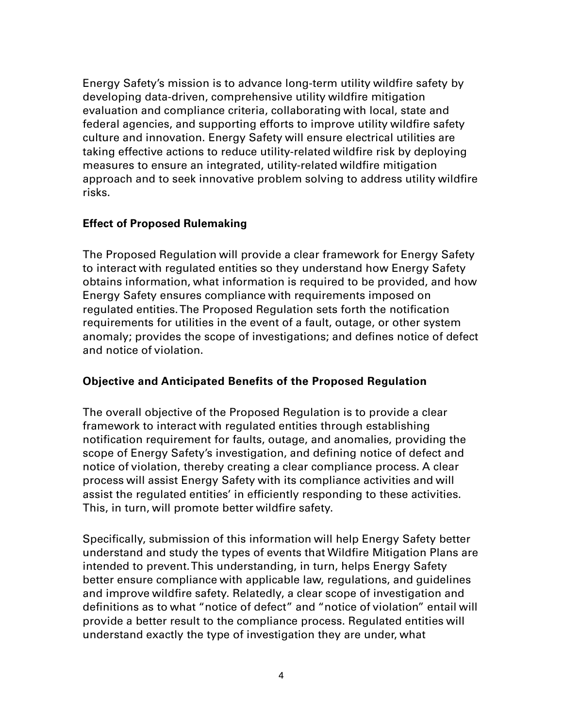Energy Safety's mission is to advance long-term utility wildfire safety by developing data-driven, comprehensive utility wildfire mitigation evaluation and compliance criteria, collaborating with local, state and federal agencies, and supporting efforts to improve utility wildfire safety culture and innovation. Energy Safety will ensure electrical utilities are taking effective actions to reduce utility-related wildfire risk by deploying measures to ensure an integrated, utility-related wildfire mitigation approach and to seek innovative problem solving to address utility wildfire risks.

**Effect of Proposed Rulemaking**

The Proposed Regulation will provide a clear framework for Energy Safety to interact with regulated entities so they understand how Energy Safety obtains information, what information is required to be provided, and how Energy Safety ensures compliance with requirements imposed on regulated entities. The Proposed Regulation sets forth the notification requirements for utilities in the event of a fault, outage, or other system anomaly; provides the scope of investigations; and defines notice of defect and notice of violation.

**Objective and Anticipated Benefits of the Proposed Regulation**

The overall objective of the Proposed Regulation is to provide a clear framework to interact with regulated entities through establishing notification requirement for faults, outage, and anomalies, providing the scope of Energy Safety's investigation, and defining notice of defect and notice of violation, thereby creating a clear compliance process. A clear process will assist Energy Safety with its compliance activities and will assist the regulated entities' in efficiently responding to these activities. This, in turn, will promote better wildfire safety.

Specifically, submission of this information will help Energy Safety better understand and study the types of events that Wildfire Mitigation Plans are intended to prevent. This understanding, in turn, helps Energy Safety better ensure compliance with applicable law, regulations, and guidelines and improve wildfire safety. Relatedly, a clear scope of investigation and definitions as to what "notice of defect" and "notice of violation" entail will provide a better result to the compliance process. Regulated entities will understand exactly the type of investigation they are under, what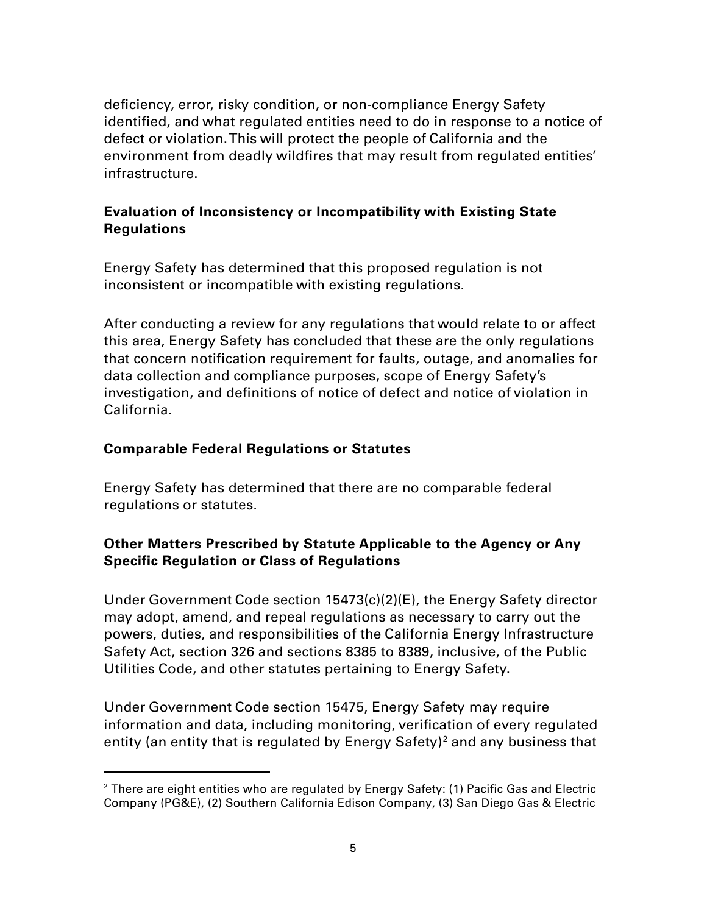deficiency, error, risky condition, or non-compliance Energy Safety identified, and what regulated entities need to do in response to a notice of defect or violation. This will protect the people of California and the environment from deadly wildfires that may result from regulated entities' infrastructure.

**Evaluation of Inconsistency or Incompatibility with Existing State Regulations**

Energy Safety has determined that this proposed regulation is not inconsistent or incompatible with existing regulations.

After conducting a review for any regulations that would relate to or affect this area, Energy Safety has concluded that these are the only regulations that concern notification requirement for faults, outage, and anomalies for data collection and compliance purposes, scope of Energy Safety's investigation, and definitions of notice of defect and notice of violation in California.

**Comparable Federal Regulations or Statutes**

Energy Safety has determined that there are no comparable federal regulations or statutes.

**Other Matters Prescribed by Statute Applicable to the Agency or Any Specific Regulation or Class of Regulations**

Under Government Code section 15473(c)(2)(E), the Energy Safety director may adopt, amend, and repeal regulations as necessary to carry out the powers, duties, and responsibilities of the California Energy Infrastructure Safety Act, section 326 and sections 8385 to 8389, inclusive, of the Public Utilities Code, and other statutes pertaining to Energy Safety.

Under Government Code section 15475, Energy Safety may require information and data, including monitoring, verification of every regulated entity (an entity that is regulated by Energy Safety)[2] and any business that

[2] There are eight entities who are regulated by Energy Safety: (1) Pacific Gas and Electric Company (PG&E), (2) Southern California Edison Company, (3) San Diego Gas & Electric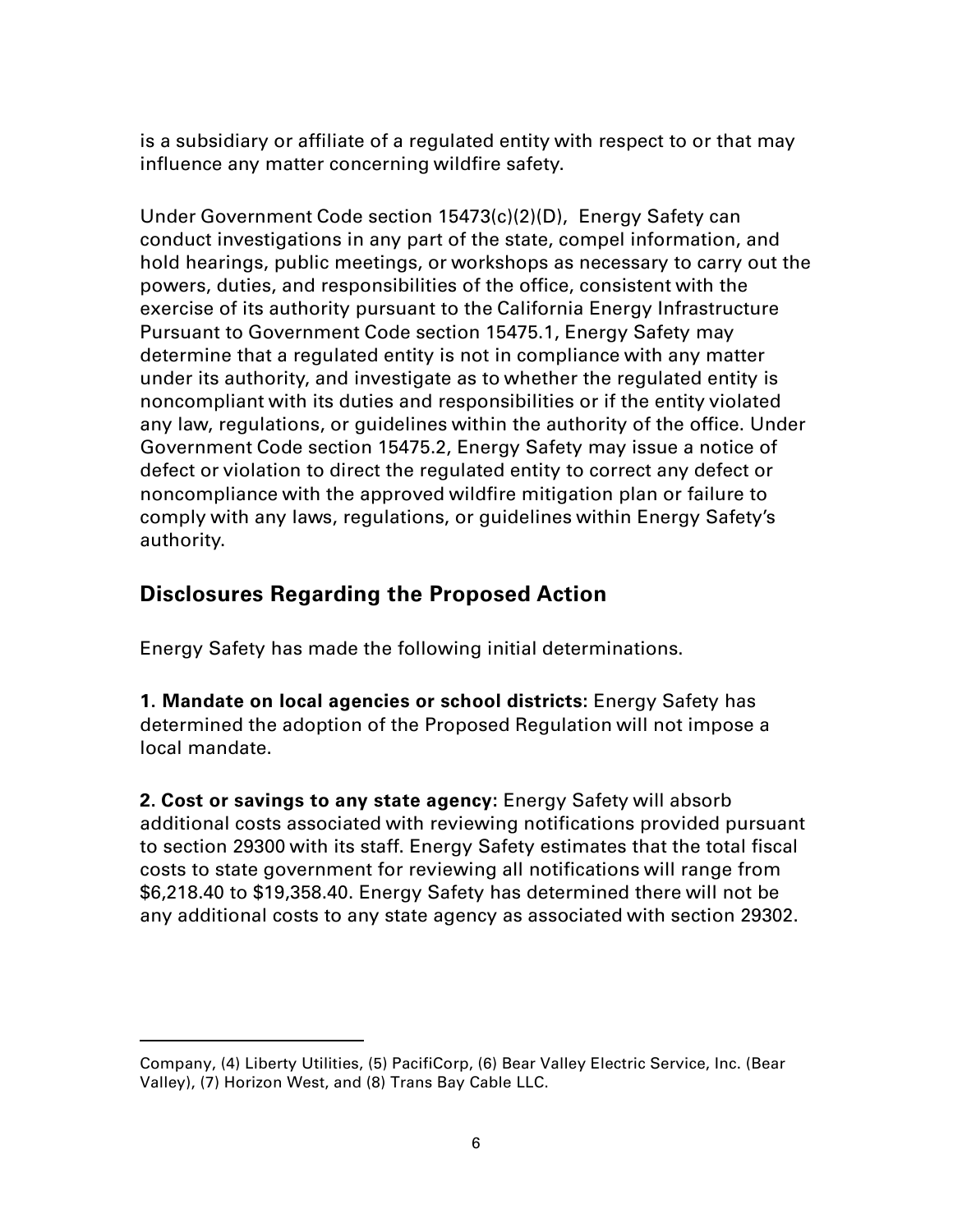is a subsidiary or affiliate of a regulated entity with respect to or that may influence any matter concerning wildfire safety.

Under Government Code section 15473(c)(2)(D), Energy Safety can conduct investigations in any part of the state, compel information, and hold hearings, public meetings, or workshops as necessary to carry out the powers, duties, and responsibilities of the office, consistent with the exercise of its authority pursuant to the California Energy Infrastructure Pursuant to Government Code section 15475.1, Energy Safety may determine that a regulated entity is not in compliance with any matter under its authority, and investigate as to whether the regulated entity is noncompliant with its duties and responsibilities or if the entity violated any law, regulations, or guidelines within the authority of the office. Under Government Code section 15475.2, Energy Safety may issue a notice of defect or violation to direct the regulated entity to correct any defect or noncompliance with the approved wildfire mitigation plan or failure to comply with any laws, regulations, or guidelines within Energy Safety's authority.

## Disclosures Regarding the Proposed Action

Energy Safety has made the following initial determinations.

**1. Mandate on local agencies or school districts**: Energy Safety has determined the adoption of the Proposed Regulation will not impose a local mandate.

**2. Cost or savings to any state agency**: Energy Safety will absorb additional costs associated with reviewing notifications provided pursuant to section 29300 with its staff. Energy Safety estimates that the total fiscal costs to state government for reviewing all notifications will range from $6,218.40 to $19,358.40. Energy Safety has determined there will not be any additional costs to any state agency as associated with section 29302.

---

Company, (4) Liberty Utilities, (5) PacifiCorp, (6) Bear Valley Electric Service, Inc. (Bear Valley), (7) Horizon West, and (8) Trans Bay Cable LLC.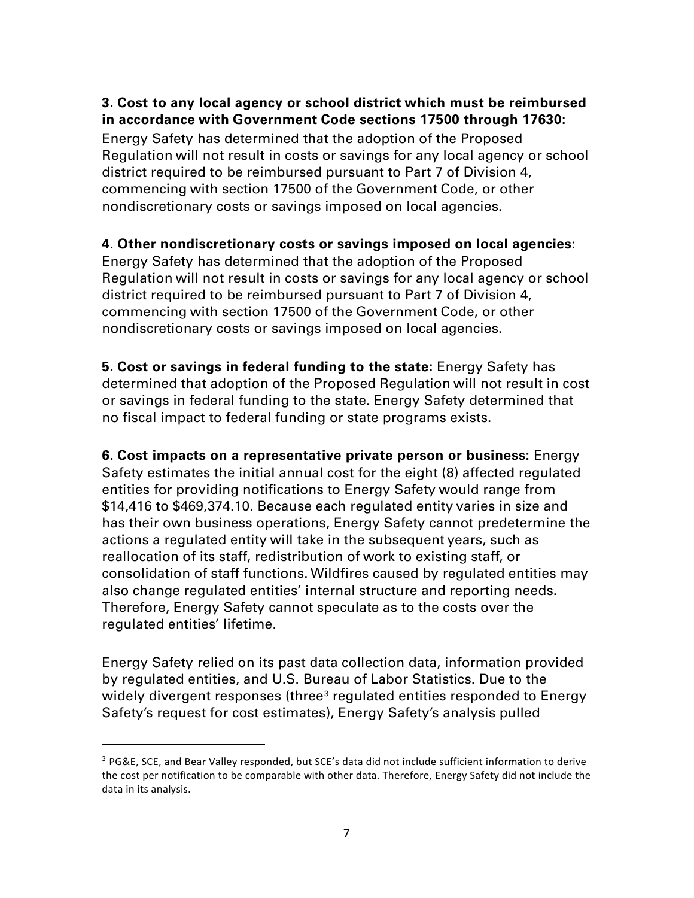**3. Cost to any local agency or school district which must be reimbursed in accordance with Government Code sections 17500 through 17630:** Energy Safety has determined that the adoption of the Proposed Regulation will not result in costs or savings for any local agency or school district required to be reimbursed pursuant to Part 7 of Division 4, commencing with section 17500 of the Government Code, or other nondiscretionary costs or savings imposed on local agencies.

**4. Other nondiscretionary costs or savings imposed on local agencies:** Energy Safety has determined that the adoption of the Proposed Regulation will not result in costs or savings for any local agency or school district required to be reimbursed pursuant to Part 7 of Division 4, commencing with section 17500 of the Government Code, or other nondiscretionary costs or savings imposed on local agencies.

**5. Cost or savings in federal funding to the state:** Energy Safety has determined that adoption of the Proposed Regulation will not result in cost or savings in federal funding to the state. Energy Safety determined that no fiscal impact to federal funding or state programs exists.

**6. Cost impacts on a representative private person or business:** Energy Safety estimates the initial annual cost for the eight (8) affected regulated entities for providing notifications to Energy Safety would range from $14,416 to $469,374.10. Because each regulated entity varies in size and has their own business operations, Energy Safety cannot predetermine the actions a regulated entity will take in the subsequent years, such as reallocation of its staff, redistribution of work to existing staff, or consolidation of staff functions. Wildfires caused by regulated entities may also change regulated entities' internal structure and reporting needs. Therefore, Energy Safety cannot speculate as to the costs over the regulated entities' lifetime.

Energy Safety relied on its past data collection data, information provided by regulated entities, and U.S. Bureau of Labor Statistics. Due to the widely divergent responses (three[3] regulated entities responded to Energy Safety's request for cost estimates), Energy Safety's analysis pulled

[3] PG&E, SCE, and Bear Valley responded, but SCE's data did not include sufficient information to derive the cost per notification to be comparable with other data. Therefore, Energy Safety did not include the data in its analysis.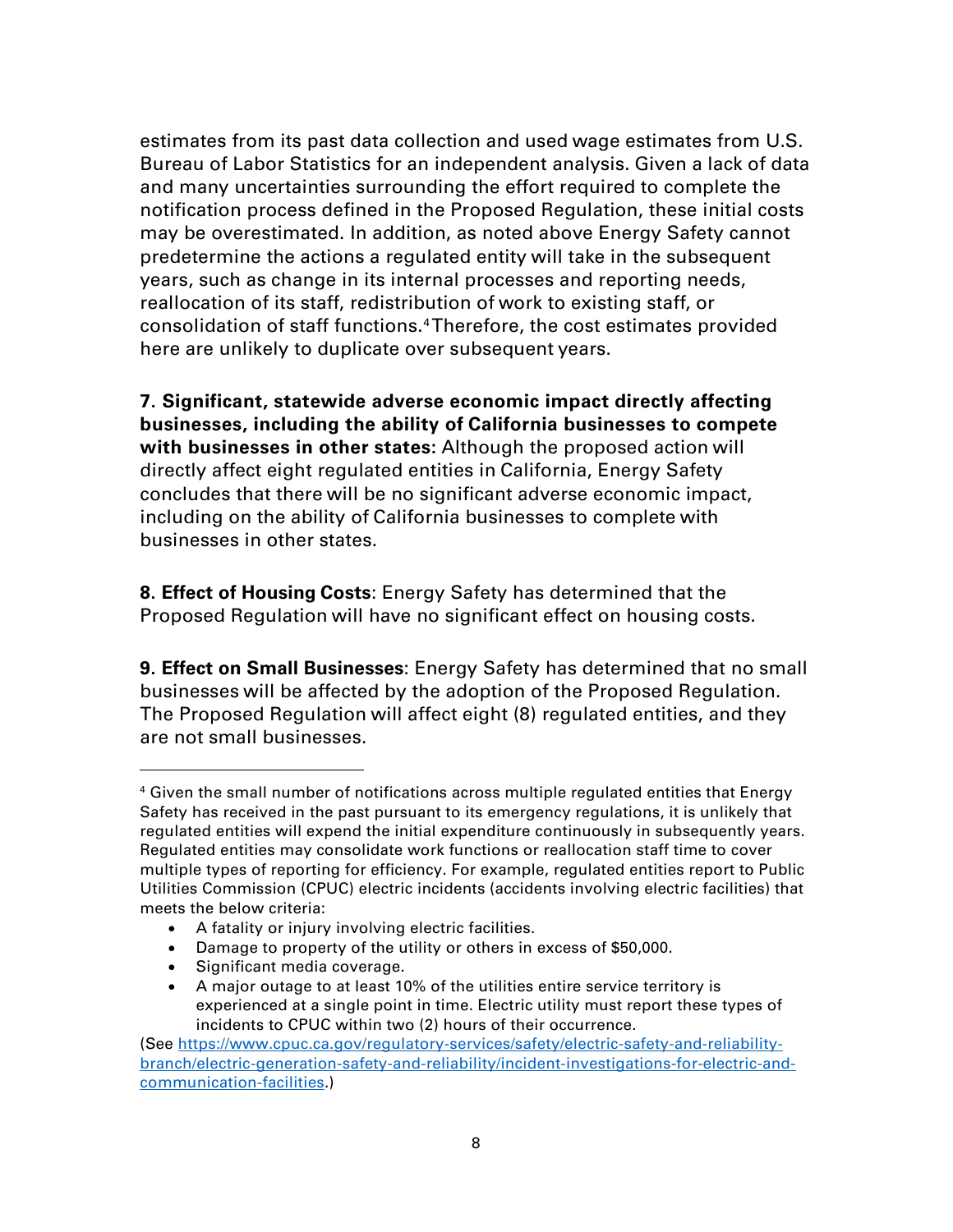estimates from its past data collection and used wage estimates from U.S. Bureau of Labor Statistics for an independent analysis. Given a lack of data and many uncertainties surrounding the effort required to complete the notification process defined in the Proposed Regulation, these initial costs may be overestimated. In addition, as noted above Energy Safety cannot predetermine the actions a regulated entity will take in the subsequent years, such as change in its internal processes and reporting needs, reallocation of its staff, redistribution of work to existing staff, or consolidation of staff functions.[4] Therefore, the cost estimates provided here are unlikely to duplicate over subsequent years.

**7. Significant, statewide adverse economic impact directly affecting businesses, including the ability of California businesses to compete with businesses in other states:** Although the proposed action will directly affect eight regulated entities in California, Energy Safety concludes that there will be no significant adverse economic impact, including on the ability of California businesses to complete with businesses in other states.

**8. Effect of Housing Costs**: Energy Safety has determined that the Proposed Regulation will have no significant effect on housing costs.

**9. Effect on Small Businesses**: Energy Safety has determined that no small businesses will be affected by the adoption of the Proposed Regulation. The Proposed Regulation will affect eight (8) regulated entities, and they are not small businesses.

---

[4] Given the small number of notifications across multiple regulated entities that Energy Safety has received in the past pursuant to its emergency regulations, it is unlikely that regulated entities will expend the initial expenditure continuously in subsequently years. Regulated entities may consolidate work functions or reallocation staff time to cover multiple types of reporting for efficiency. For example, regulated entities report to Public Utilities Commission (CPUC) electric incidents (accidents involving electric facilities) that meets the below criteria:

- A fatality or injury involving electric facilities.
- Damage to property of the utility or others in excess of $50,000.
- Significant media coverage.
- A major outage to at least 10% of the utilities entire service territory is experienced at a single point in time. Electric utility must report these types of incidents to CPUC within two (2) hours of their occurrence.

(See [https://www.cpuc.ca.gov/regulatory-services/safety/electric-safety-and-reliability-branch/electric-generation-safety-and-reliability/incident-investigations-for-electric-and-communication-facilities](https://www.cpuc.ca.gov/regulatory-services/safety/electric-safety-and-reliability-branch/electric-generation-safety-and-reliability/incident-investigations-for-electric-and-communication-facilities).)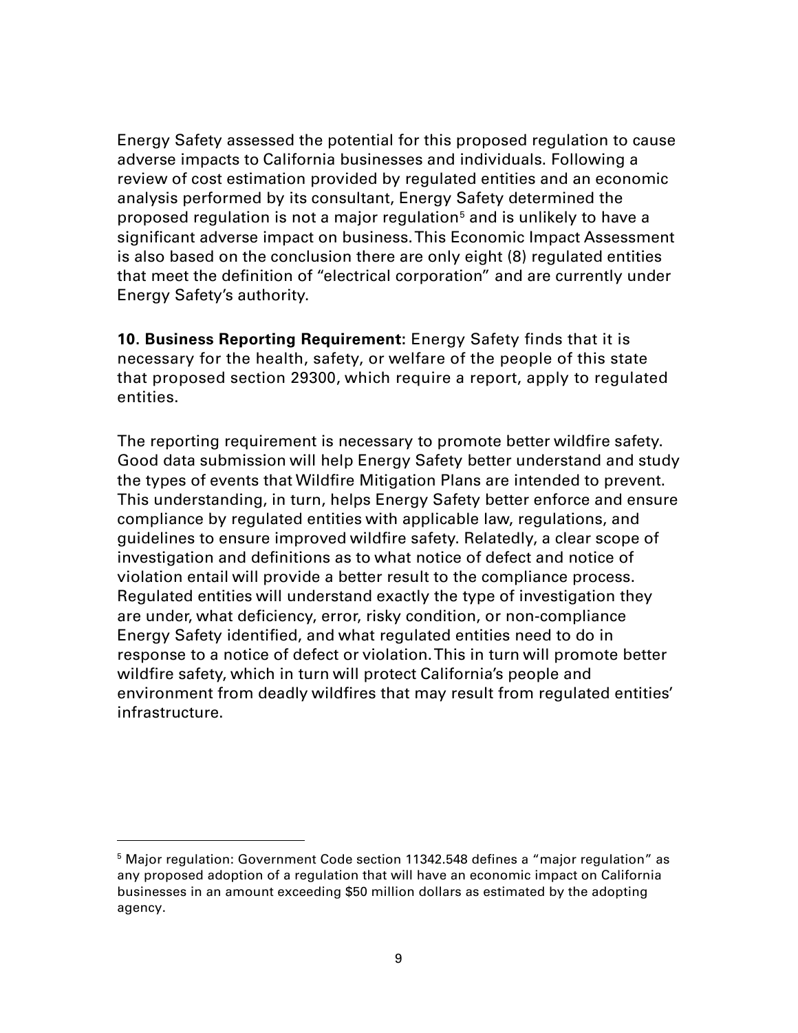Energy Safety assessed the potential for this proposed regulation to cause adverse impacts to California businesses and individuals. Following a review of cost estimation provided by regulated entities and an economic analysis performed by its consultant, Energy Safety determined the proposed regulation is not a major regulation[5] and is unlikely to have a significant adverse impact on business. This Economic Impact Assessment is also based on the conclusion there are only eight (8) regulated entities that meet the definition of "electrical corporation" and are currently under Energy Safety's authority.

**10. Business Reporting Requirement:** Energy Safety finds that it is necessary for the health, safety, or welfare of the people of this state that proposed section 29300, which require a report, apply to regulated entities.

The reporting requirement is necessary to promote better wildfire safety. Good data submission will help Energy Safety better understand and study the types of events that Wildfire Mitigation Plans are intended to prevent. This understanding, in turn, helps Energy Safety better enforce and ensure compliance by regulated entities with applicable law, regulations, and guidelines to ensure improved wildfire safety. Relatedly, a clear scope of investigation and definitions as to what notice of defect and notice of violation entail will provide a better result to the compliance process. Regulated entities will understand exactly the type of investigation they are under, what deficiency, error, risky condition, or non-compliance Energy Safety identified, and what regulated entities need to do in response to a notice of defect or violation. This in turn will promote better wildfire safety, which in turn will protect California's people and environment from deadly wildfires that may result from regulated entities' infrastructure.

---

[5] Major regulation: Government Code section 11342.548 defines a "major regulation" as any proposed adoption of a regulation that will have an economic impact on California businesses in an amount exceeding $50 million dollars as estimated by the adopting agency.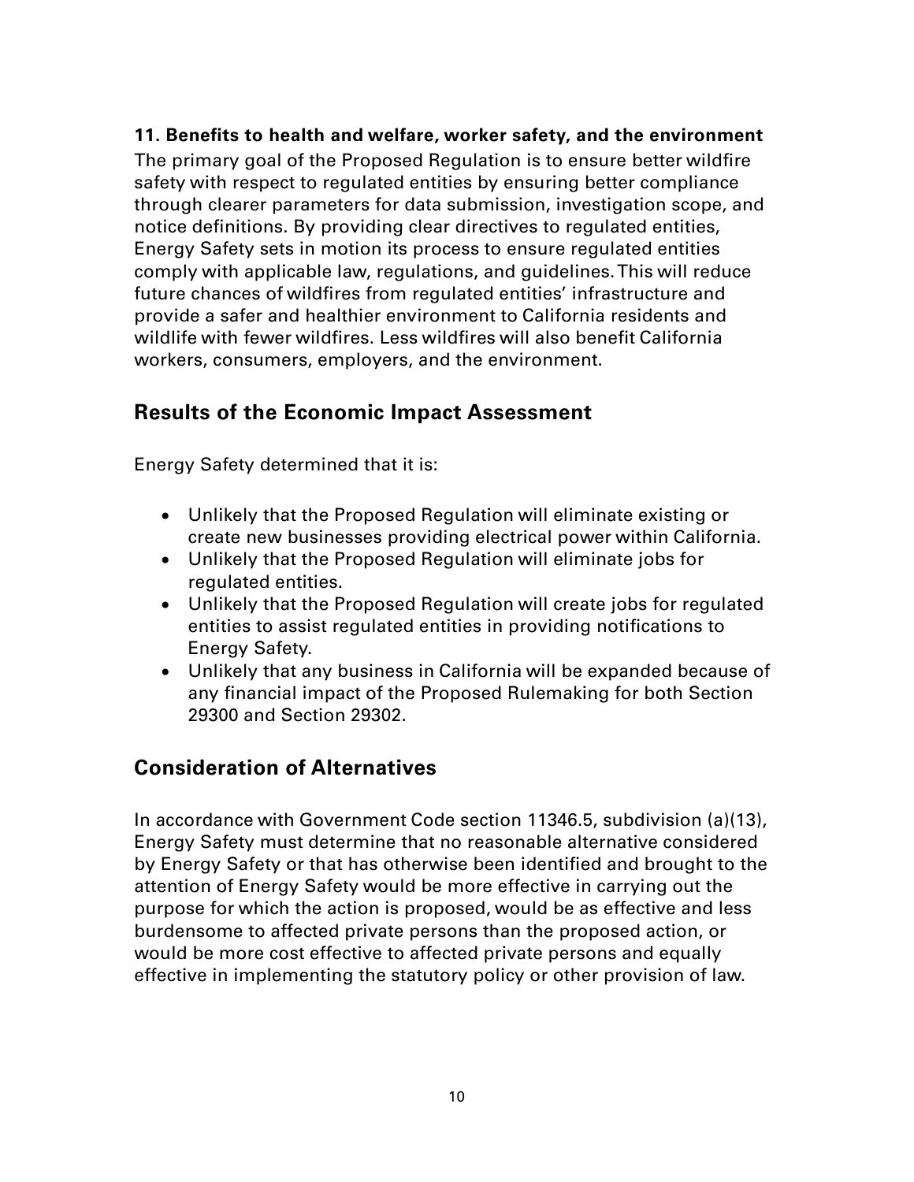**11. Benefits to health and welfare, worker safety, and the environment**

The primary goal of the Proposed Regulation is to ensure better wildfire safety with respect to regulated entities by ensuring better compliance through clearer parameters for data submission, investigation scope, and notice definitions. By providing clear directives to regulated entities, Energy Safety sets in motion its process to ensure regulated entities comply with applicable law, regulations, and guidelines. This will reduce future chances of wildfires from regulated entities' infrastructure and provide a safer and healthier environment to California residents and wildlife with fewer wildfires. Less wildfires will also benefit California workers, consumers, employers, and the environment.

## Results of the Economic Impact Assessment

Energy Safety determined that it is:

- Unlikely that the Proposed Regulation will eliminate existing or create new businesses providing electrical power within California.
- Unlikely that the Proposed Regulation will eliminate jobs for regulated entities.
- Unlikely that the Proposed Regulation will create jobs for regulated entities to assist regulated entities in providing notifications to Energy Safety.
- Unlikely that any business in California will be expanded because of any financial impact of the Proposed Rulemaking for both Section 29300 and Section 29302.

## Consideration of Alternatives

In accordance with Government Code section 11346.5, subdivision (a)(13), Energy Safety must determine that no reasonable alternative considered by Energy Safety or that has otherwise been identified and brought to the attention of Energy Safety would be more effective in carrying out the purpose for which the action is proposed, would be as effective and less burdensome to affected private persons than the proposed action, or would be more cost effective to affected private persons and equally effective in implementing the statutory policy or other provision of law.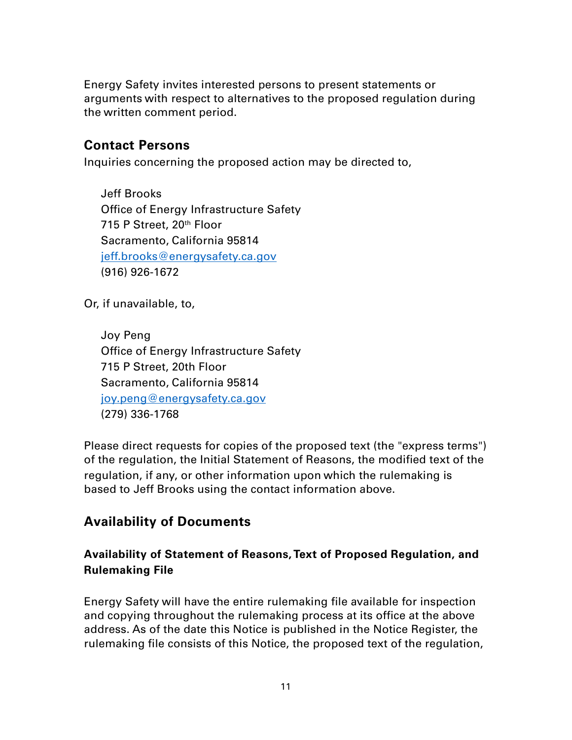Energy Safety invites interested persons to present statements or arguments with respect to alternatives to the proposed regulation during the written comment period.

## Contact Persons

Inquiries concerning the proposed action may be directed to,

Jeff Brooks
Office of Energy Infrastructure Safety
715 P Street, 20th Floor
Sacramento, California 95814
jeff.brooks@energysafety.ca.gov
(916) 926-1672

Or, if unavailable, to,

Joy Peng
Office of Energy Infrastructure Safety
715 P Street, 20th Floor
Sacramento, California 95814
joy.peng@energysafety.ca.gov
(279) 336-1768

Please direct requests for copies of the proposed text (the "express terms") of the regulation, the Initial Statement of Reasons, the modified text of the regulation, if any, or other information upon which the rulemaking is based to Jeff Brooks using the contact information above.

## Availability of Documents

### Availability of Statement of Reasons, Text of Proposed Regulation, and Rulemaking File

Energy Safety will have the entire rulemaking file available for inspection and copying throughout the rulemaking process at its office at the above address. As of the date this Notice is published in the Notice Register, the rulemaking file consists of this Notice, the proposed text of the regulation,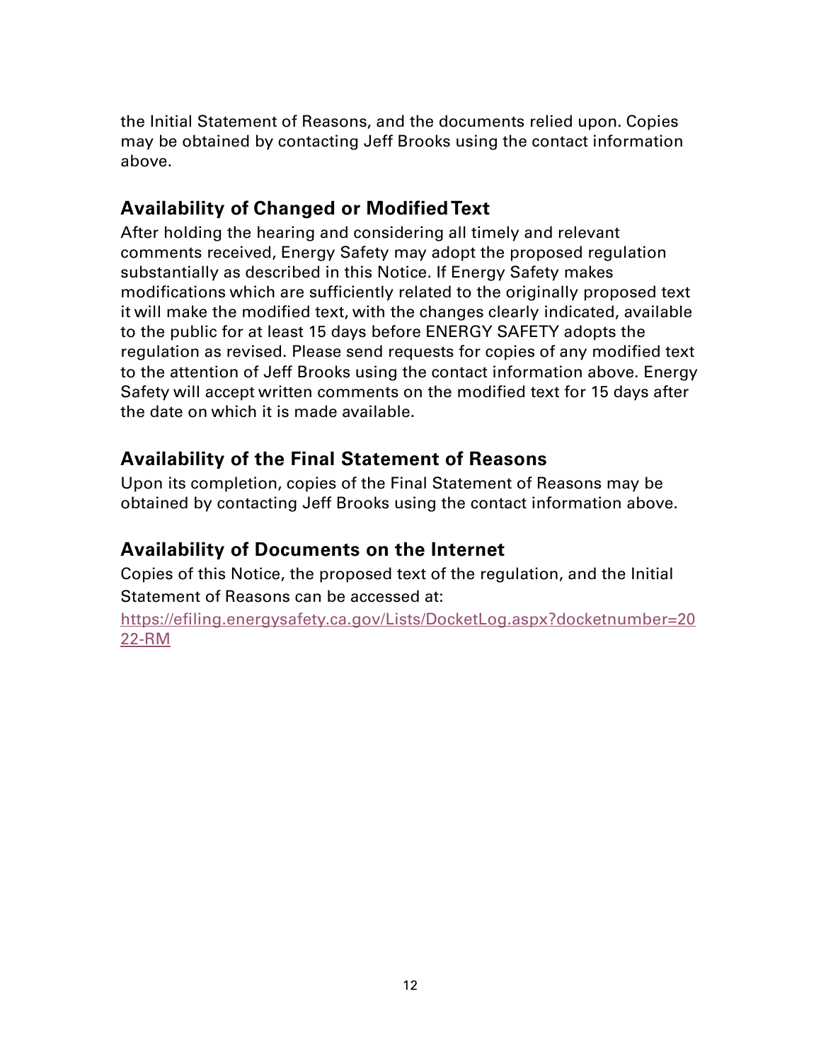the Initial Statement of Reasons, and the documents relied upon. Copies may be obtained by contacting Jeff Brooks using the contact information above.

## Availability of Changed or Modified Text

After holding the hearing and considering all timely and relevant comments received, Energy Safety may adopt the proposed regulation substantially as described in this Notice. If Energy Safety makes modifications which are sufficiently related to the originally proposed text it will make the modified text, with the changes clearly indicated, available to the public for at least 15 days before ENERGY SAFETY adopts the regulation as revised. Please send requests for copies of any modified text to the attention of Jeff Brooks using the contact information above. Energy Safety will accept written comments on the modified text for 15 days after the date on which it is made available.

## Availability of the Final Statement of Reasons

Upon its completion, copies of the Final Statement of Reasons may be obtained by contacting Jeff Brooks using the contact information above.

## Availability of Documents on the Internet

Copies of this Notice, the proposed text of the regulation, and the Initial Statement of Reasons can be accessed at:

https://efiling.energysafety.ca.gov/Lists/DocketLog.aspx?docketnumber=2022-RM